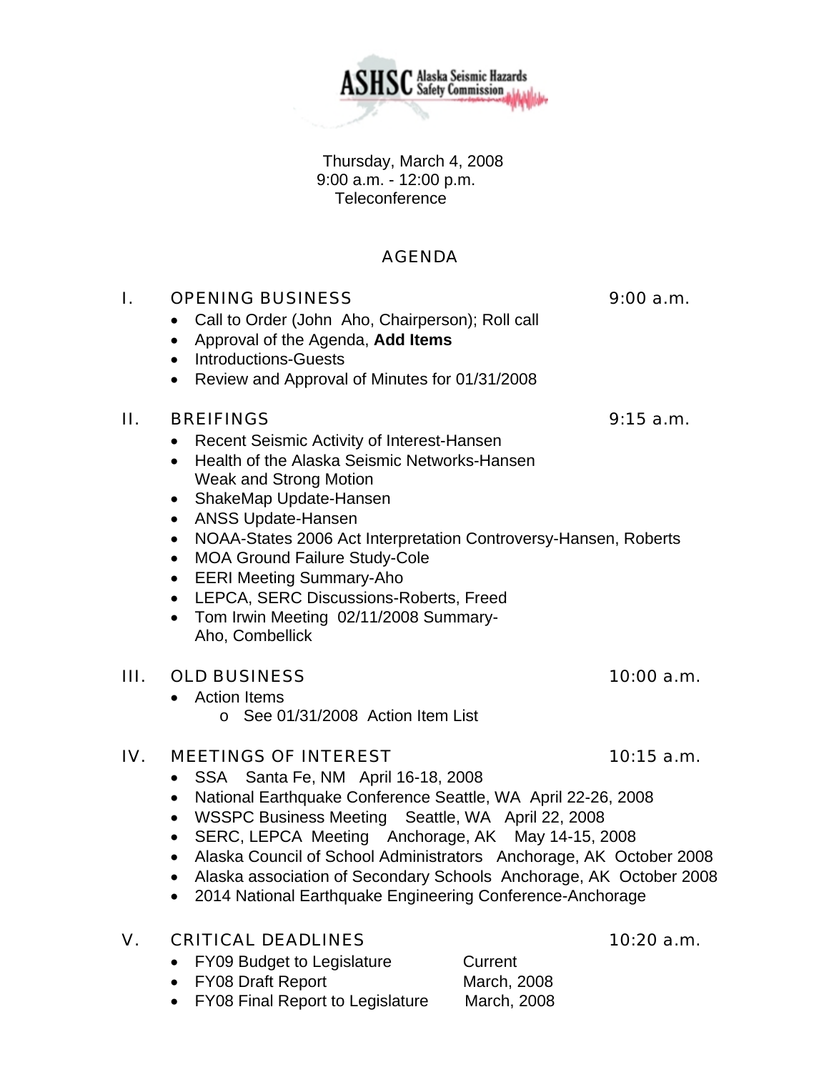**ASHSC** Alaska Seismic Hazards Safety Commission

Thursday, March 4, 2008
9:00 a.m. - 12:00 p.m.
Teleconference

# AGENDA

## I. OPENING BUSINESS 9:00 a.m.

- Call to Order (John Aho, Chairperson); Roll call
- Approval of the Agenda, **Add Items**
- Introductions-Guests
- Review and Approval of Minutes for 01/31/2008

## II. BREIFINGS 9:15 a.m.

- Recent Seismic Activity of Interest-Hansen
- Health of the Alaska Seismic Networks-Hansen
  Weak and Strong Motion
- ShakeMap Update-Hansen
- ANSS Update-Hansen
- NOAA-States 2006 Act Interpretation Controversy-Hansen, Roberts
- MOA Ground Failure Study-Cole
- EERI Meeting Summary-Aho
- LEPCA, SERC Discussions-Roberts, Freed
- Tom Irwin Meeting 02/11/2008 Summary-
  Aho, Combellick

## III. OLD BUSINESS 10:00 a.m.

- Action Items
  - See 01/31/2008 Action Item List

## IV. MEETINGS OF INTEREST 10:15 a.m.

- SSA Santa Fe, NM April 16-18, 2008
- National Earthquake Conference Seattle, WA April 22-26, 2008
- WSSPC Business Meeting Seattle, WA April 22, 2008
- SERC, LEPCA Meeting Anchorage, AK May 14-15, 2008
- Alaska Council of School Administrators Anchorage, AK October 2008
- Alaska association of Secondary Schools Anchorage, AK October 2008
- 2014 National Earthquake Engineering Conference-Anchorage

## V. CRITICAL DEADLINES 10:20 a.m.

- FY09 Budget to Legislature Current
- FY08 Draft Report March, 2008
- FY08 Final Report to Legislature March, 2008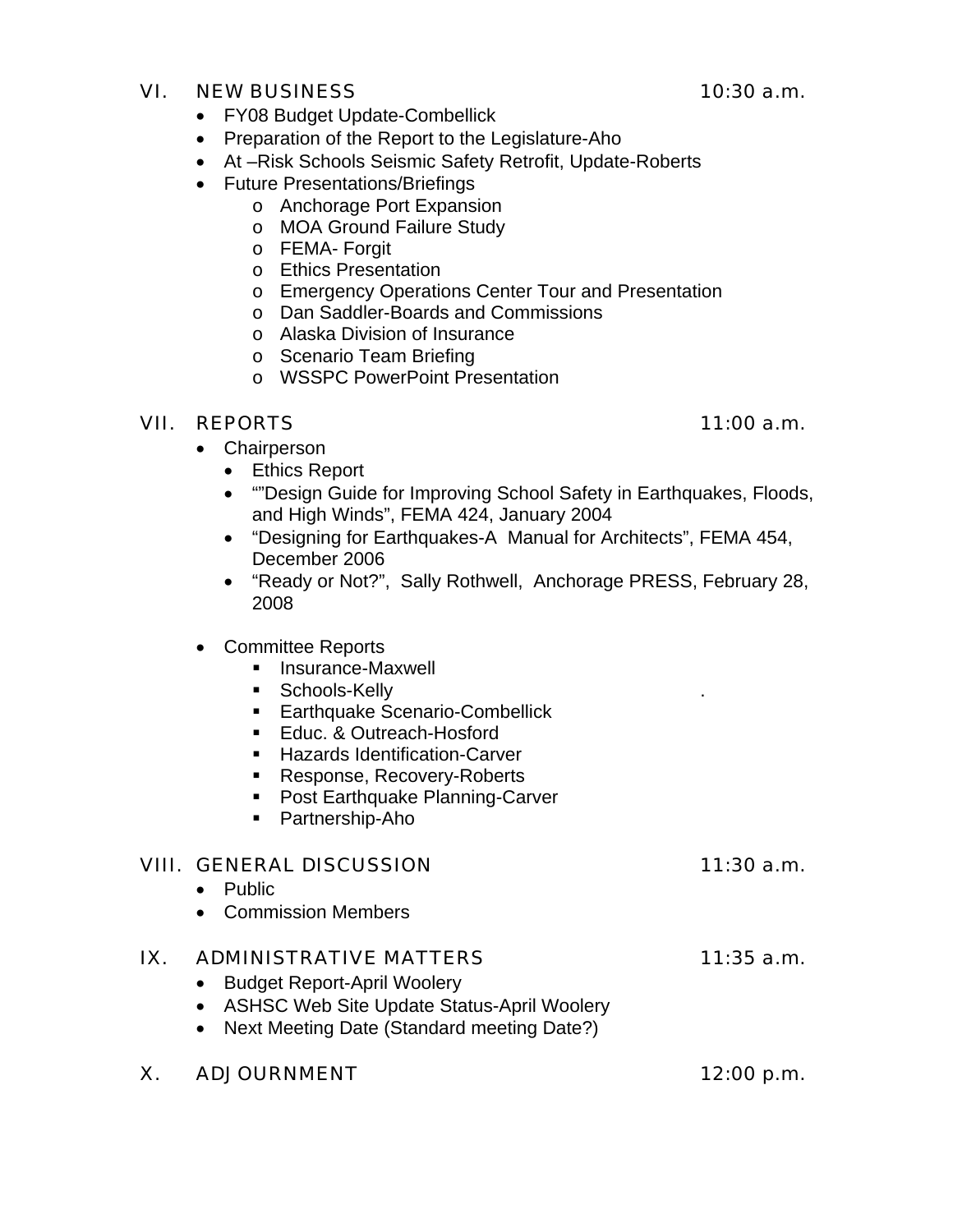## VI. NEW BUSINESS 10:30 a.m.

- FY08 Budget Update-Combellick
- Preparation of the Report to the Legislature-Aho
- At –Risk Schools Seismic Safety Retrofit, Update-Roberts
- Future Presentations/Briefings
  - Anchorage Port Expansion
  - MOA Ground Failure Study
  - FEMA- Forgit
  - Ethics Presentation
  - Emergency Operations Center Tour and Presentation
  - Dan Saddler-Boards and Commissions
  - Alaska Division of Insurance
  - Scenario Team Briefing
  - WSSPC PowerPoint Presentation

## VII. REPORTS 11:00 a.m.

- Chairperson
  - Ethics Report
  - “”Design Guide for Improving School Safety in Earthquakes, Floods, and High Winds”, FEMA 424, January 2004
  - “Designing for Earthquakes-A Manual for Architects”, FEMA 454, December 2006
  - “Ready or Not?”, Sally Rothwell, Anchorage PRESS, February 28, 2008

- Committee Reports
  - Insurance-Maxwell
  - Schools-Kelly .
  - Earthquake Scenario-Combellick
  - Educ. & Outreach-Hosford
  - Hazards Identification-Carver
  - Response, Recovery-Roberts
  - Post Earthquake Planning-Carver
  - Partnership-Aho

## VIII. GENERAL DISCUSSION 11:30 a.m.

- Public
- Commission Members

## IX. ADMINISTRATIVE MATTERS 11:35 a.m.

- Budget Report-April Woolery
- ASHSC Web Site Update Status-April Woolery
- Next Meeting Date (Standard meeting Date?)

## X. ADJOURNMENT 12:00 p.m.